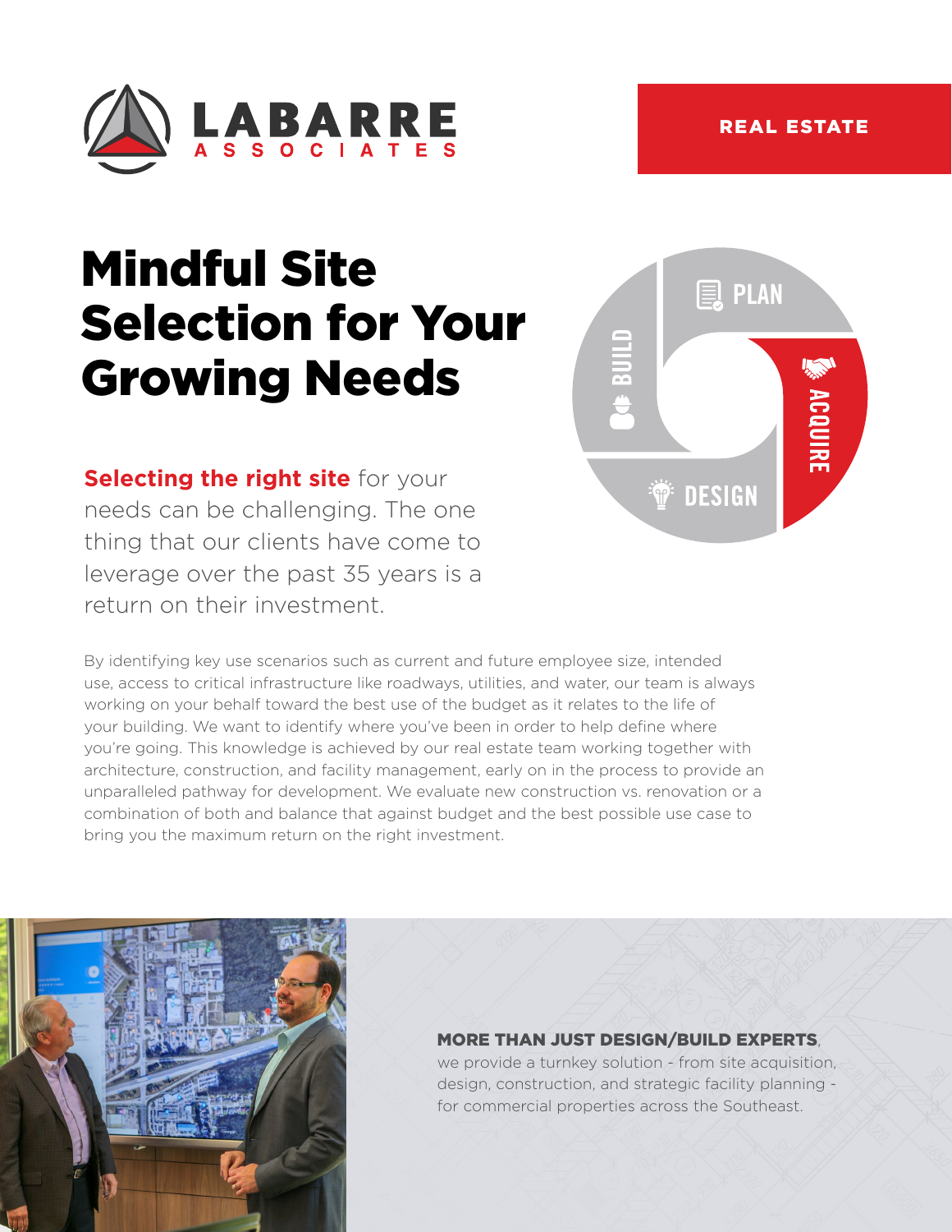LABARRE ASSOCIATES

REAL ESTATE

# Mindful Site Selection for Your Growing Needs

PLAN

ACQUIRE

DESIGN

BUILD

**Selecting the right site** for your needs can be challenging. The one thing that our clients have come to leverage over the past 35 years is a return on their investment.

By identifying key use scenarios such as current and future employee size, intended use, access to critical infrastructure like roadways, utilities, and water, our team is always working on your behalf toward the best use of the budget as it relates to the life of your building. We want to identify where you've been in order to help define where you're going. This knowledge is achieved by our real estate team working together with architecture, construction, and facility management, early on in the process to provide an unparalleled pathway for development. We evaluate new construction vs. renovation or a combination of both and balance that against budget and the best possible use case to bring you the maximum return on the right investment.

**MORE THAN JUST DESIGN/BUILD EXPERTS**, we provide a turnkey solution - from site acquisition, design, construction, and strategic facility planning - for commercial properties across the Southeast.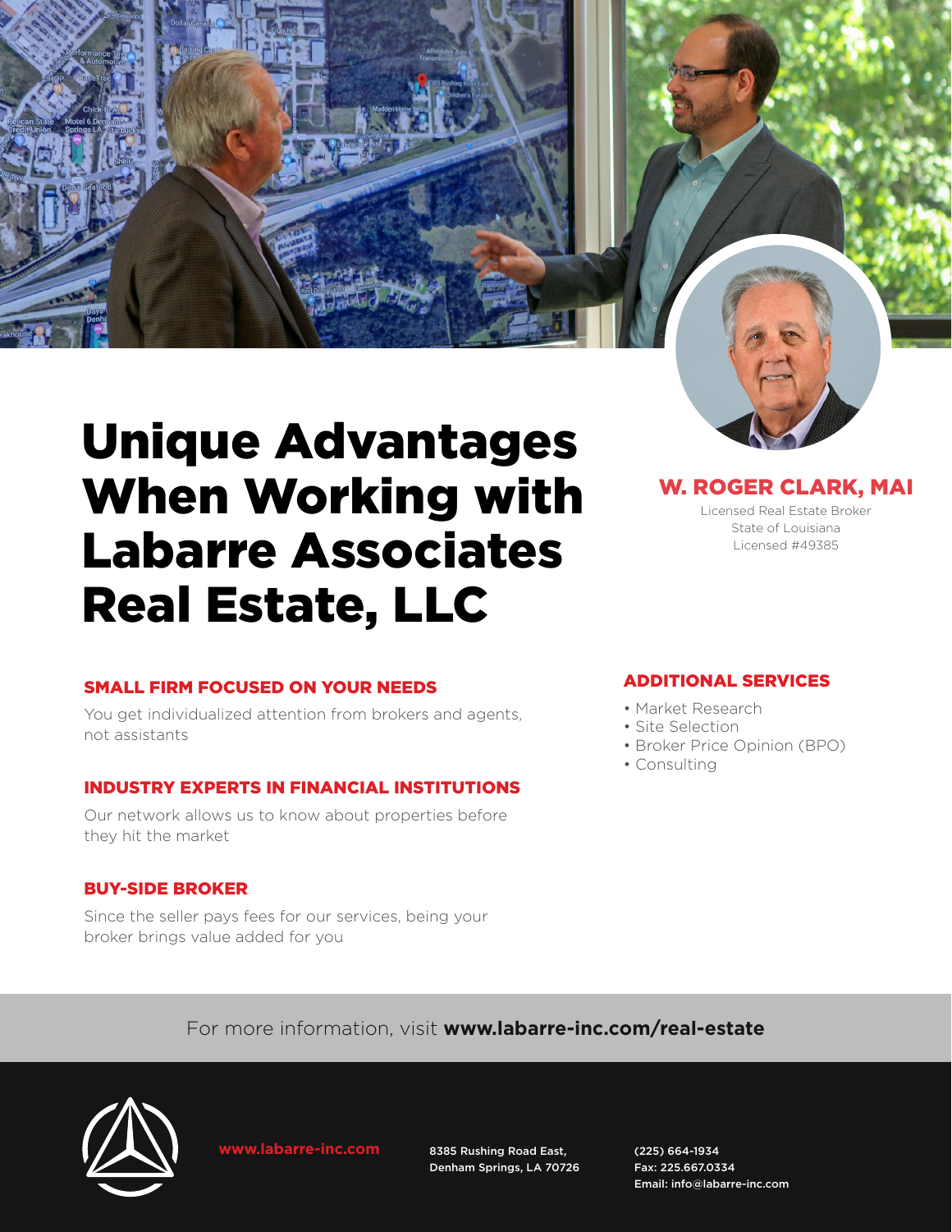# Unique Advantages When Working with Labarre Associates Real Estate, LLC

**W. ROGER CLARK, MAI**
Licensed Real Estate Broker
State of Louisiana
Licensed #49385

### SMALL FIRM FOCUSED ON YOUR NEEDS

You get individualized attention from brokers and agents, not assistants

### INDUSTRY EXPERTS IN FINANCIAL INSTITUTIONS

Our network allows us to know about properties before they hit the market

### BUY-SIDE BROKER

Since the seller pays fees for our services, being your broker brings value added for you

### ADDITIONAL SERVICES

- Market Research
- Site Selection
- Broker Price Opinion (BPO)
- Consulting

For more information, visit **www.labarre-inc.com/real-estate**

www.labarre-inc.com

8385 Rushing Road East,
Denham Springs, LA 70726

(225) 664-1934
Fax: 225.667.0334
Email: info@labarre-inc.com